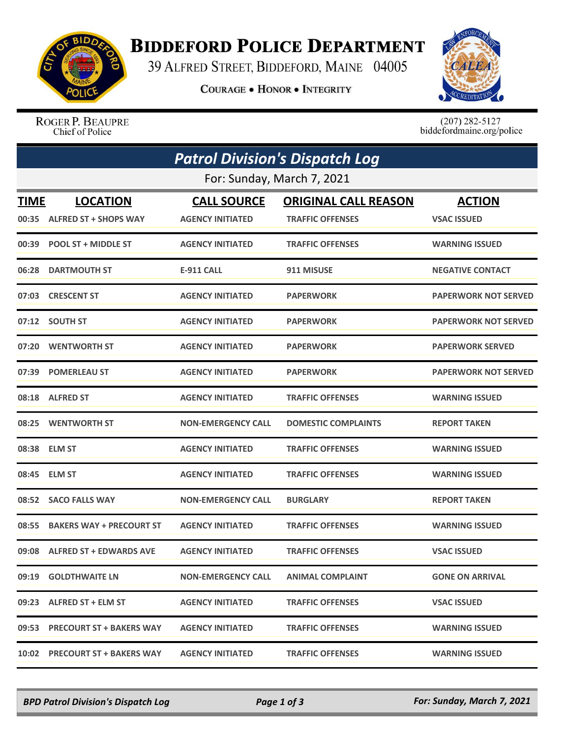# Biddeford Police Department

39 Alfred Street, Biddeford, Maine 04005

Courage • Honor • Integrity

Roger P. Beaupre
Chief of Police

(207) 282-5127
biddefordmaine.org/police

## Patrol Division's Dispatch Log

For: Sunday, March 7, 2021

| TIME | LOCATION | CALL SOURCE | ORIGINAL CALL REASON | ACTION |
|---|---|---|---|---|
| 00:35 | ALFRED ST + SHOPS WAY | AGENCY INITIATED | TRAFFIC OFFENSES | VSAC ISSUED |
| 00:39 | POOL ST + MIDDLE ST | AGENCY INITIATED | TRAFFIC OFFENSES | WARNING ISSUED |
| 06:28 | DARTMOUTH ST | E-911 CALL | 911 MISUSE | NEGATIVE CONTACT |
| 07:03 | CRESCENT ST | AGENCY INITIATED | PAPERWORK | PAPERWORK NOT SERVED |
| 07:12 | SOUTH ST | AGENCY INITIATED | PAPERWORK | PAPERWORK NOT SERVED |
| 07:20 | WENTWORTH ST | AGENCY INITIATED | PAPERWORK | PAPERWORK SERVED |
| 07:39 | POMERLEAU ST | AGENCY INITIATED | PAPERWORK | PAPERWORK NOT SERVED |
| 08:18 | ALFRED ST | AGENCY INITIATED | TRAFFIC OFFENSES | WARNING ISSUED |
| 08:25 | WENTWORTH ST | NON-EMERGENCY CALL | DOMESTIC COMPLAINTS | REPORT TAKEN |
| 08:38 | ELM ST | AGENCY INITIATED | TRAFFIC OFFENSES | WARNING ISSUED |
| 08:45 | ELM ST | AGENCY INITIATED | TRAFFIC OFFENSES | WARNING ISSUED |
| 08:52 | SACO FALLS WAY | NON-EMERGENCY CALL | BURGLARY | REPORT TAKEN |
| 08:55 | BAKERS WAY + PRECOURT ST | AGENCY INITIATED | TRAFFIC OFFENSES | WARNING ISSUED |
| 09:08 | ALFRED ST + EDWARDS AVE | AGENCY INITIATED | TRAFFIC OFFENSES | VSAC ISSUED |
| 09:19 | GOLDTHWAITE LN | NON-EMERGENCY CALL | ANIMAL COMPLAINT | GONE ON ARRIVAL |
| 09:23 | ALFRED ST + ELM ST | AGENCY INITIATED | TRAFFIC OFFENSES | VSAC ISSUED |
| 09:53 | PRECOURT ST + BAKERS WAY | AGENCY INITIATED | TRAFFIC OFFENSES | WARNING ISSUED |
| 10:02 | PRECOURT ST + BAKERS WAY | AGENCY INITIATED | TRAFFIC OFFENSES | WARNING ISSUED |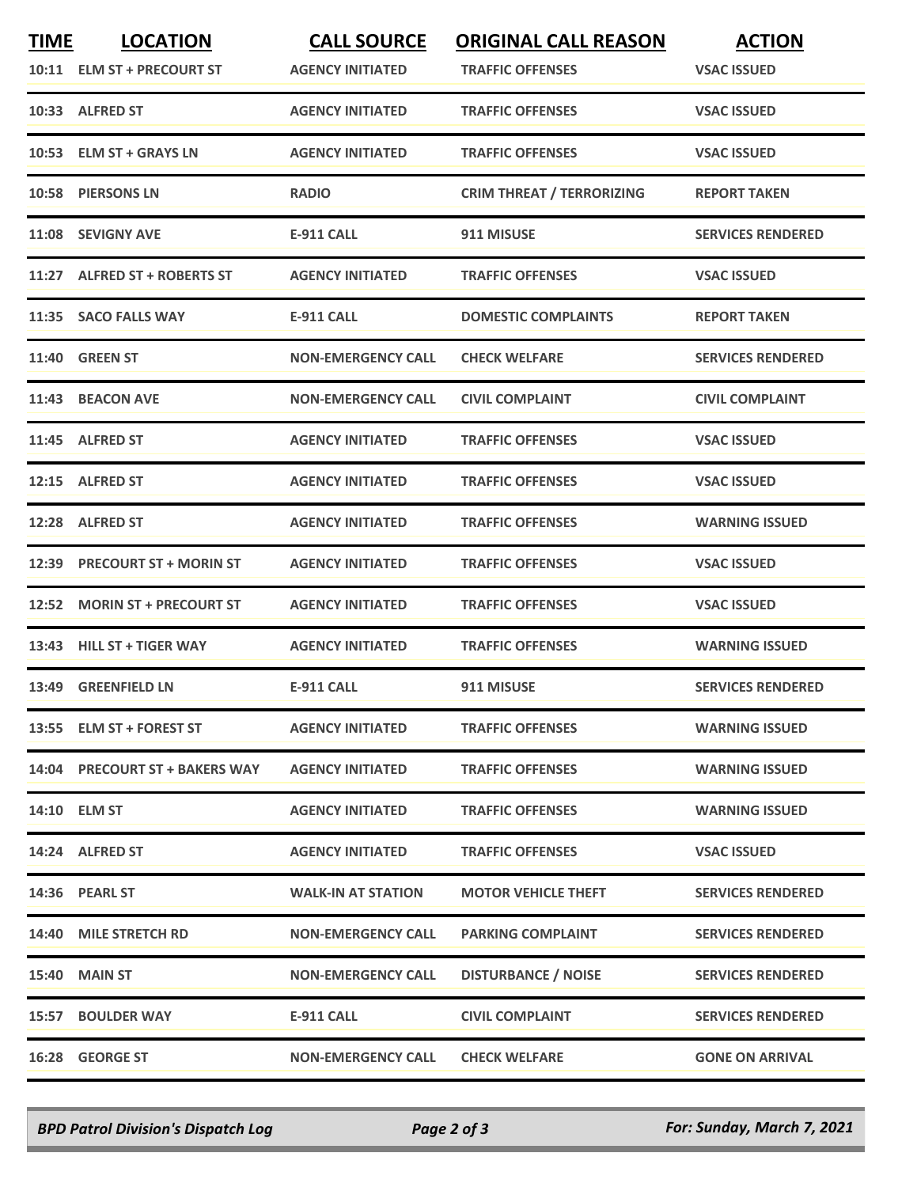| TIME | LOCATION | CALL SOURCE | ORIGINAL CALL REASON | ACTION |
|---|---|---|---|---|
| 10:11 | ELM ST + PRECOURT ST | AGENCY INITIATED | TRAFFIC OFFENSES | VSAC ISSUED |
| 10:33 | ALFRED ST | AGENCY INITIATED | TRAFFIC OFFENSES | VSAC ISSUED |
| 10:53 | ELM ST + GRAYS LN | AGENCY INITIATED | TRAFFIC OFFENSES | VSAC ISSUED |
| 10:58 | PIERSONS LN | RADIO | CRIM THREAT / TERRORIZING | REPORT TAKEN |
| 11:08 | SEVIGNY AVE | E-911 CALL | 911 MISUSE | SERVICES RENDERED |
| 11:27 | ALFRED ST + ROBERTS ST | AGENCY INITIATED | TRAFFIC OFFENSES | VSAC ISSUED |
| 11:35 | SACO FALLS WAY | E-911 CALL | DOMESTIC COMPLAINTS | REPORT TAKEN |
| 11:40 | GREEN ST | NON-EMERGENCY CALL | CHECK WELFARE | SERVICES RENDERED |
| 11:43 | BEACON AVE | NON-EMERGENCY CALL | CIVIL COMPLAINT | CIVIL COMPLAINT |
| 11:45 | ALFRED ST | AGENCY INITIATED | TRAFFIC OFFENSES | VSAC ISSUED |
| 12:15 | ALFRED ST | AGENCY INITIATED | TRAFFIC OFFENSES | VSAC ISSUED |
| 12:28 | ALFRED ST | AGENCY INITIATED | TRAFFIC OFFENSES | WARNING ISSUED |
| 12:39 | PRECOURT ST + MORIN ST | AGENCY INITIATED | TRAFFIC OFFENSES | VSAC ISSUED |
| 12:52 | MORIN ST + PRECOURT ST | AGENCY INITIATED | TRAFFIC OFFENSES | VSAC ISSUED |
| 13:43 | HILL ST + TIGER WAY | AGENCY INITIATED | TRAFFIC OFFENSES | WARNING ISSUED |
| 13:49 | GREENFIELD LN | E-911 CALL | 911 MISUSE | SERVICES RENDERED |
| 13:55 | ELM ST + FOREST ST | AGENCY INITIATED | TRAFFIC OFFENSES | WARNING ISSUED |
| 14:04 | PRECOURT ST + BAKERS WAY | AGENCY INITIATED | TRAFFIC OFFENSES | WARNING ISSUED |
| 14:10 | ELM ST | AGENCY INITIATED | TRAFFIC OFFENSES | WARNING ISSUED |
| 14:24 | ALFRED ST | AGENCY INITIATED | TRAFFIC OFFENSES | VSAC ISSUED |
| 14:36 | PEARL ST | WALK-IN AT STATION | MOTOR VEHICLE THEFT | SERVICES RENDERED |
| 14:40 | MILE STRETCH RD | NON-EMERGENCY CALL | PARKING COMPLAINT | SERVICES RENDERED |
| 15:40 | MAIN ST | NON-EMERGENCY CALL | DISTURBANCE / NOISE | SERVICES RENDERED |
| 15:57 | BOULDER WAY | E-911 CALL | CIVIL COMPLAINT | SERVICES RENDERED |
| 16:28 | GEORGE ST | NON-EMERGENCY CALL | CHECK WELFARE | GONE ON ARRIVAL |

*BPD Patrol Division's Dispatch Log* — *For: Sunday, March 7, 2021*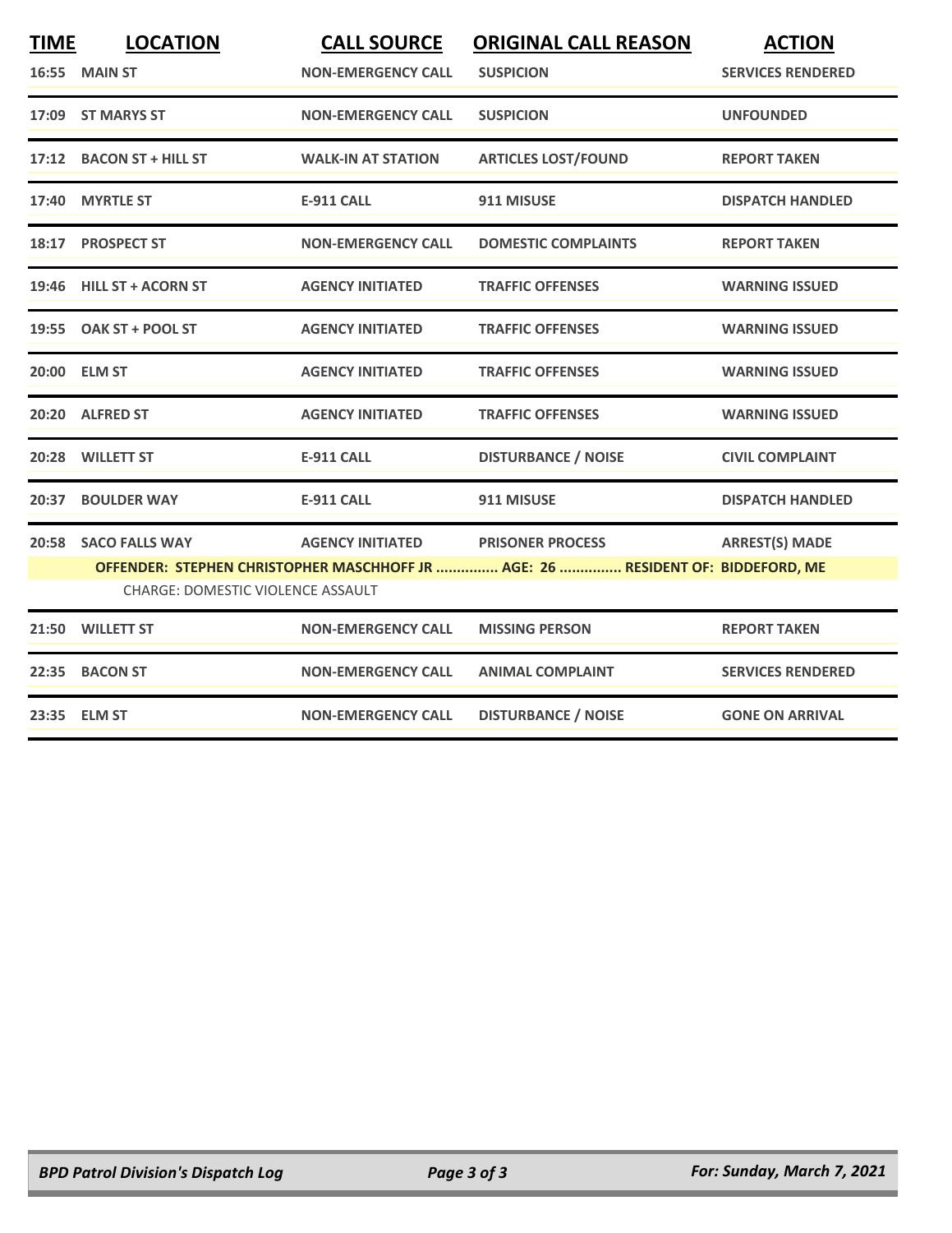| TIME | LOCATION | CALL SOURCE | ORIGINAL CALL REASON | ACTION |
|---|---|---|---|---|
| 16:55 | MAIN ST | NON-EMERGENCY CALL | SUSPICION | SERVICES RENDERED |
| 17:09 | ST MARYS ST | NON-EMERGENCY CALL | SUSPICION | UNFOUNDED |
| 17:12 | BACON ST + HILL ST | WALK-IN AT STATION | ARTICLES LOST/FOUND | REPORT TAKEN |
| 17:40 | MYRTLE ST | E-911 CALL | 911 MISUSE | DISPATCH HANDLED |
| 18:17 | PROSPECT ST | NON-EMERGENCY CALL | DOMESTIC COMPLAINTS | REPORT TAKEN |
| 19:46 | HILL ST + ACORN ST | AGENCY INITIATED | TRAFFIC OFFENSES | WARNING ISSUED |
| 19:55 | OAK ST + POOL ST | AGENCY INITIATED | TRAFFIC OFFENSES | WARNING ISSUED |
| 20:00 | ELM ST | AGENCY INITIATED | TRAFFIC OFFENSES | WARNING ISSUED |
| 20:20 | ALFRED ST | AGENCY INITIATED | TRAFFIC OFFENSES | WARNING ISSUED |
| 20:28 | WILLETT ST | E-911 CALL | DISTURBANCE / NOISE | CIVIL COMPLAINT |
| 20:37 | BOULDER WAY | E-911 CALL | 911 MISUSE | DISPATCH HANDLED |
| 20:58 | SACO FALLS WAY | AGENCY INITIATED | PRISONER PROCESS | ARREST(S) MADE |
| | OFFENDER: STEPHEN CHRISTOPHER MASCHHOFF JR ............... AGE: 26 ............... RESIDENT OF: BIDDEFORD, ME | | | |
| | CHARGE: DOMESTIC VIOLENCE ASSAULT | | | |
| 21:50 | WILLETT ST | NON-EMERGENCY CALL | MISSING PERSON | REPORT TAKEN |
| 22:35 | BACON ST | NON-EMERGENCY CALL | ANIMAL COMPLAINT | SERVICES RENDERED |
| 23:35 | ELM ST | NON-EMERGENCY CALL | DISTURBANCE / NOISE | GONE ON ARRIVAL |